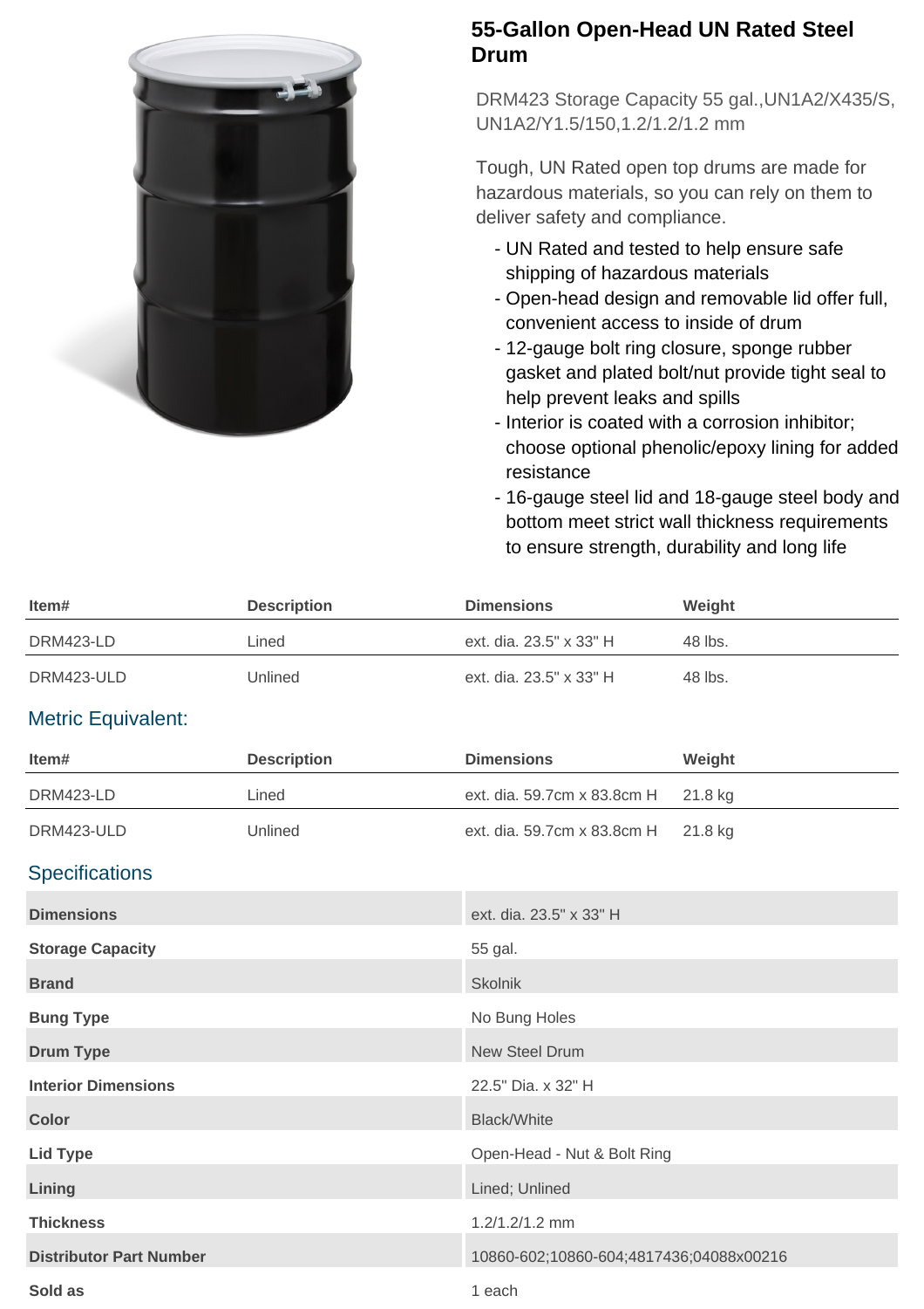# 55-Gallon Open-Head UN Rated Steel Drum

DRM423 Storage Capacity 55 gal.,UN1A2/X435/S, UN1A2/Y1.5/150,1.2/1.2/1.2 mm

Tough, UN Rated open top drums are made for hazardous materials, so you can rely on them to deliver safety and compliance.

- UN Rated and tested to help ensure safe shipping of hazardous materials
- Open-head design and removable lid offer full, convenient access to inside of drum
- 12-gauge bolt ring closure, sponge rubber gasket and plated bolt/nut provide tight seal to help prevent leaks and spills
- Interior is coated with a corrosion inhibitor; choose optional phenolic/epoxy lining for added resistance
- 16-gauge steel lid and 18-gauge steel body and bottom meet strict wall thickness requirements to ensure strength, durability and long life

| Item# | Description | Dimensions | Weight |
|---|---|---|---|
| DRM423-LD | Lined | ext. dia. 23.5" x 33" H | 48 lbs. |
| DRM423-ULD | Unlined | ext. dia. 23.5" x 33" H | 48 lbs. |

## Metric Equivalent:

| Item# | Description | Dimensions | Weight |
|---|---|---|---|
| DRM423-LD | Lined | ext. dia. 59.7cm x 83.8cm H | 21.8 kg |
| DRM423-ULD | Unlined | ext. dia. 59.7cm x 83.8cm H | 21.8 kg |

## Specifications

| | |
|---|---|
| **Dimensions** | ext. dia. 23.5" x 33" H |
| **Storage Capacity** | 55 gal. |
| **Brand** | Skolnik |
| **Bung Type** | No Bung Holes |
| **Drum Type** | New Steel Drum |
| **Interior Dimensions** | 22.5" Dia. x 32" H |
| **Color** | Black/White |
| **Lid Type** | Open-Head - Nut & Bolt Ring |
| **Lining** | Lined; Unlined |
| **Thickness** | 1.2/1.2/1.2 mm |
| **Distributor Part Number** | 10860-602;10860-604;4817436;04088x00216 |
| **Sold as** | 1 each |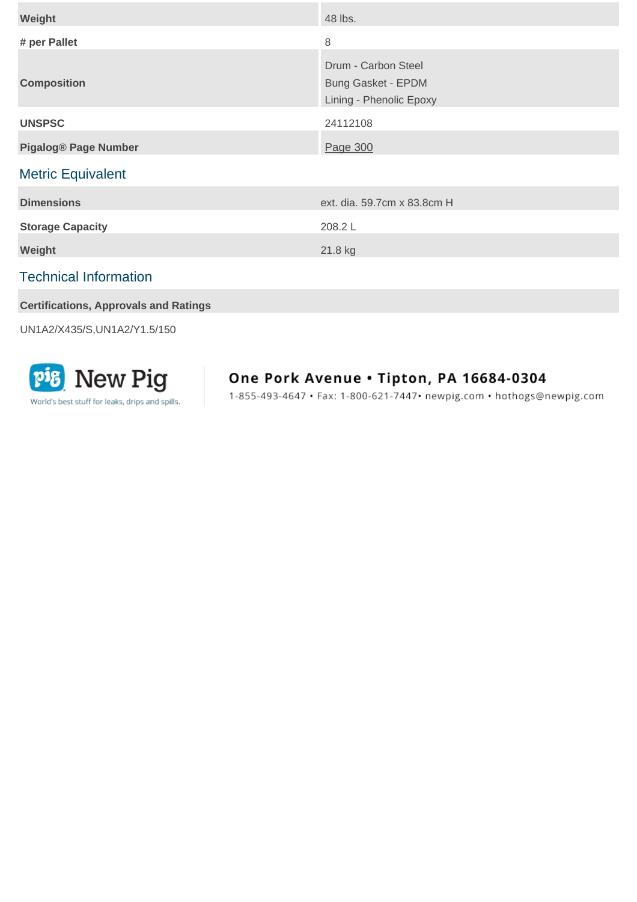| | |
|---|---|
| **Weight** | 48 lbs. |
| **# per Pallet** | 8 |
| **Composition** | Drum - Carbon Steel<br>Bung Gasket - EPDM<br>Lining - Phenolic Epoxy |
| **UNSPSC** | 24112108 |
| **Pigalog® Page Number** | Page 300 |

## Metric Equivalent

| | |
|---|---|
| **Dimensions** | ext. dia. 59.7cm x 83.8cm H |
| **Storage Capacity** | 208.2 L |
| **Weight** | 21.8 kg |

## Technical Information

**Certifications, Approvals and Ratings**

UN1A2/X435/S,UN1A2/Y1.5/150

New Pig
World's best stuff for leaks, drips and spills.

**One Pork Avenue • Tipton, PA 16684-0304**
1-855-493-4647 • Fax: 1-800-621-7447• newpig.com • hothogs@newpig.com